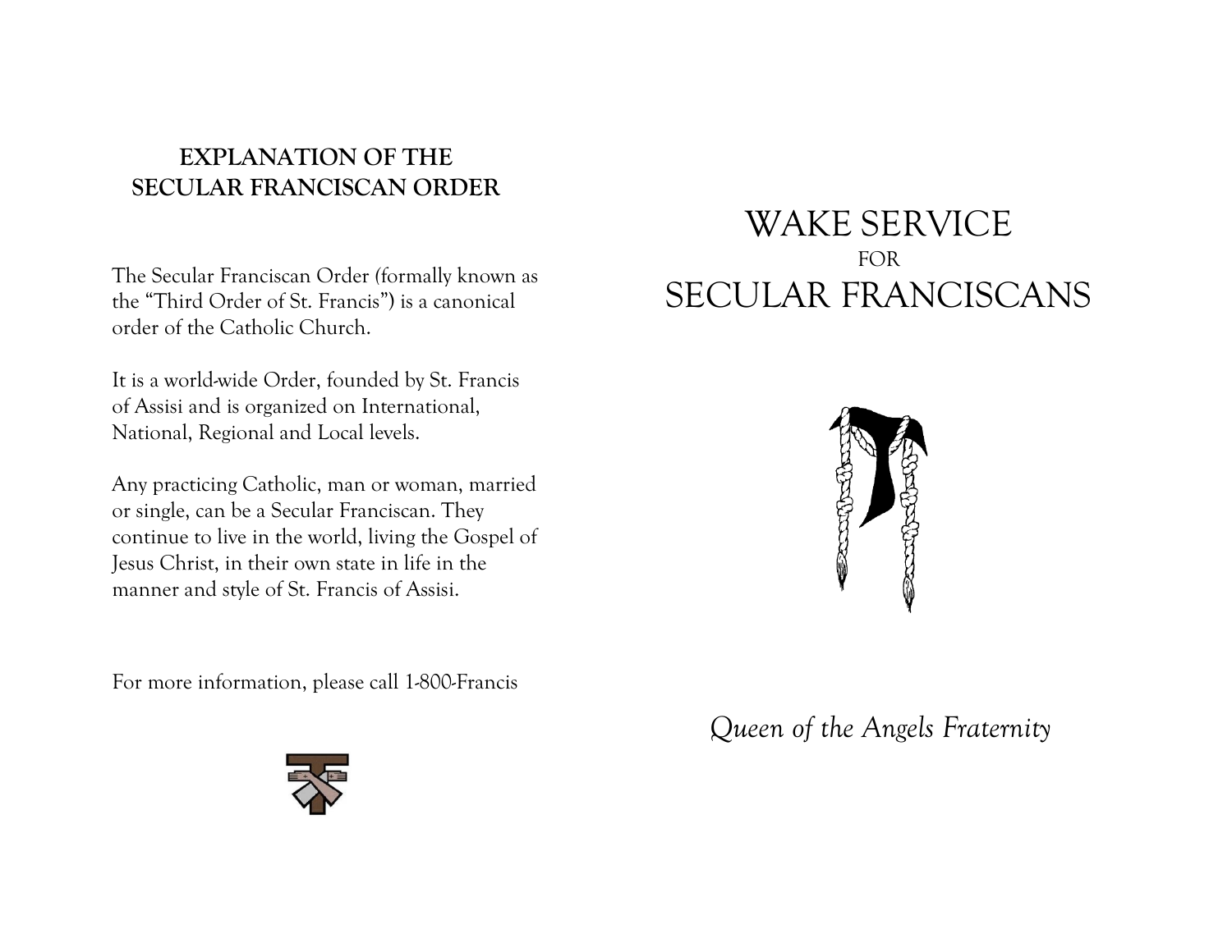## EXPLANATION OF THE SECULAR FRANCISCAN ORDER

The Secular Franciscan Order (formally known as the "Third Order of St. Francis") is a canonical order of the Catholic Church.

It is a world-wide Order, founded by St. Francis of Assisi and is organized on International, National, Regional and Local levels.

Any practicing Catholic, man or woman, married or single, can be a Secular Franciscan. They continue to live in the world, living the Gospel of Jesus Christ, in their own state in life in the manner and style of St. Francis of Assisi.

For more information, please call 1-800-Francis

# WAKE SERVICE
FOR
# SECULAR FRANCISCANS

*Queen of the Angels Fraternity*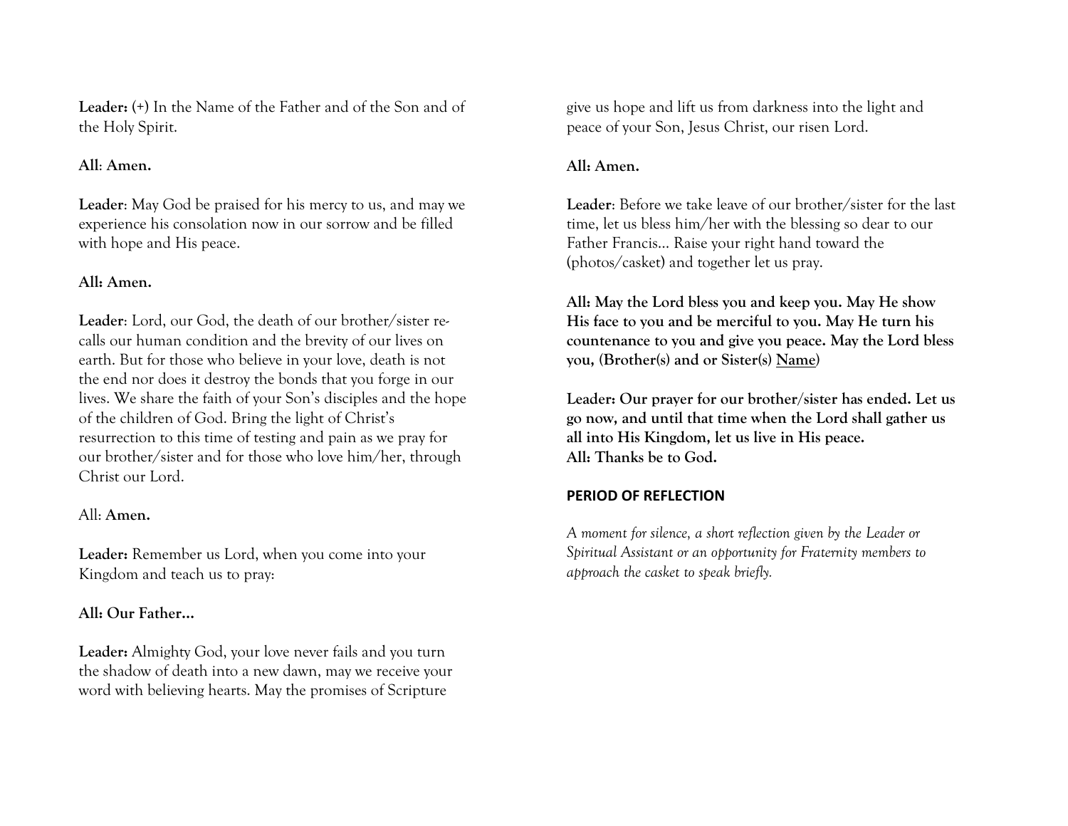**Leader:** (+) In the Name of the Father and of the Son and of the Holy Spirit.

**All**: **Amen.**

**Leader**: May God be praised for his mercy to us, and may we experience his consolation now in our sorrow and be filled with hope and His peace.

**All: Amen.**

**Leader**: Lord, our God, the death of our brother/sister re-calls our human condition and the brevity of our lives on earth. But for those who believe in your love, death is not the end nor does it destroy the bonds that you forge in our lives. We share the faith of your Son's disciples and the hope of the children of God. Bring the light of Christ's resurrection to this time of testing and pain as we pray for our brother/sister and for those who love him/her, through Christ our Lord.

All: **Amen.**

**Leader:** Remember us Lord, when you come into your Kingdom and teach us to pray:

**All: Our Father…**

**Leader:** Almighty God, your love never fails and you turn the shadow of death into a new dawn, may we receive your word with believing hearts. May the promises of Scripture give us hope and lift us from darkness into the light and peace of your Son, Jesus Christ, our risen Lord.

**All: Amen.**

**Leader**: Before we take leave of our brother/sister for the last time, let us bless him/her with the blessing so dear to our Father Francis… Raise your right hand toward the (photos/casket) and together let us pray.

**All: May the Lord bless you and keep you. May He show His face to you and be merciful to you. May He turn his countenance to you and give you peace. May the Lord bless you, (Brother(s) and or Sister(s) <u>Name</u>)**

**Leader: Our prayer for our brother/sister has ended. Let us go now, and until that time when the Lord shall gather us all into His Kingdom, let us live in His peace.**
**All: Thanks be to God.**

**PERIOD OF REFLECTION**

*A moment for silence, a short reflection given by the Leader or Spiritual Assistant or an opportunity for Fraternity members to approach the casket to speak briefly.*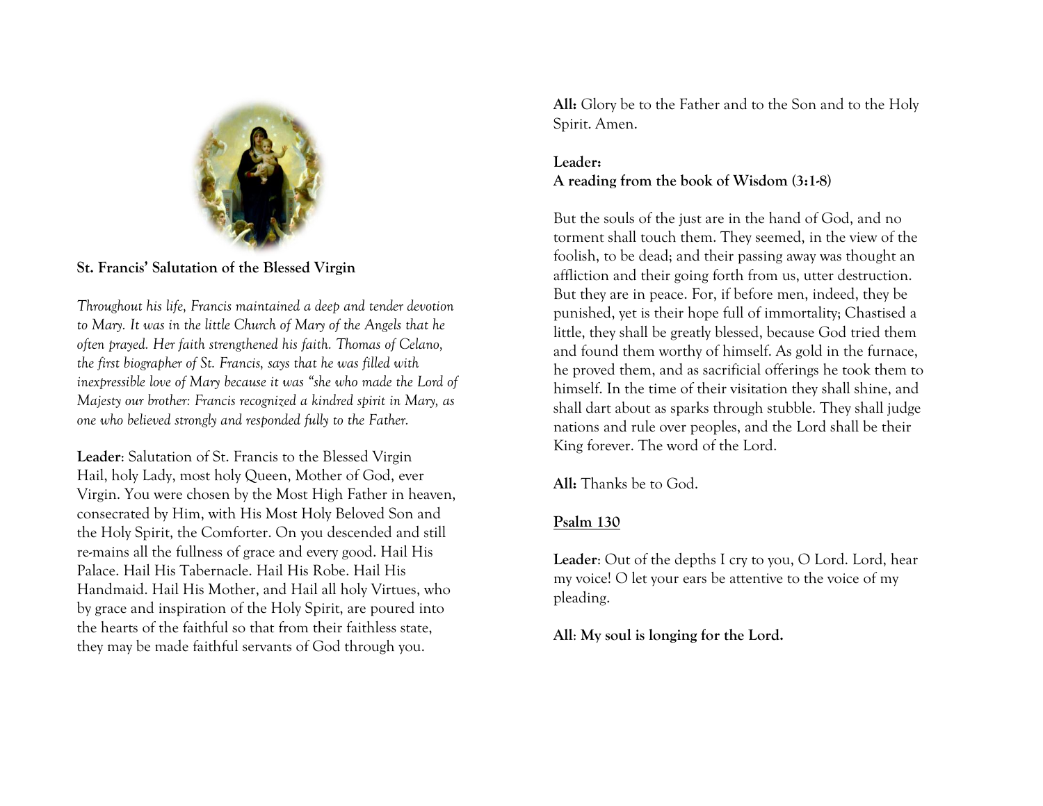**St. Francis' Salutation of the Blessed Virgin**

*Throughout his life, Francis maintained a deep and tender devotion to Mary. It was in the little Church of Mary of the Angels that he often prayed. Her faith strengthened his faith. Thomas of Celano, the first biographer of St. Francis, says that he was filled with inexpressible love of Mary because it was "she who made the Lord of Majesty our brother: Francis recognized a kindred spirit in Mary, as one who believed strongly and responded fully to the Father.*

**Leader**: Salutation of St. Francis to the Blessed Virgin
Hail, holy Lady, most holy Queen, Mother of God, ever Virgin. You were chosen by the Most High Father in heaven, consecrated by Him, with His Most Holy Beloved Son and the Holy Spirit, the Comforter. On you descended and still re-mains all the fullness of grace and every good. Hail His Palace. Hail His Tabernacle. Hail His Robe. Hail His Handmaid. Hail His Mother, and Hail all holy Virtues, who by grace and inspiration of the Holy Spirit, are poured into the hearts of the faithful so that from their faithless state, they may be made faithful servants of God through you.

**All:** Glory be to the Father and to the Son and to the Holy Spirit. Amen.

**Leader:**
**A reading from the book of Wisdom (3:1-8)**

But the souls of the just are in the hand of God, and no torment shall touch them. They seemed, in the view of the foolish, to be dead; and their passing away was thought an affliction and their going forth from us, utter destruction. But they are in peace. For, if before men, indeed, they be punished, yet is their hope full of immortality; Chastised a little, they shall be greatly blessed, because God tried them and found them worthy of himself. As gold in the furnace, he proved them, and as sacrificial offerings he took them to himself. In the time of their visitation they shall shine, and shall dart about as sparks through stubble. They shall judge nations and rule over peoples, and the Lord shall be their King forever. The word of the Lord.

**All:** Thanks be to God.

**Psalm 130**

**Leader**: Out of the depths I cry to you, O Lord. Lord, hear my voice! O let your ears be attentive to the voice of my pleading.

**All**: **My soul is longing for the Lord.**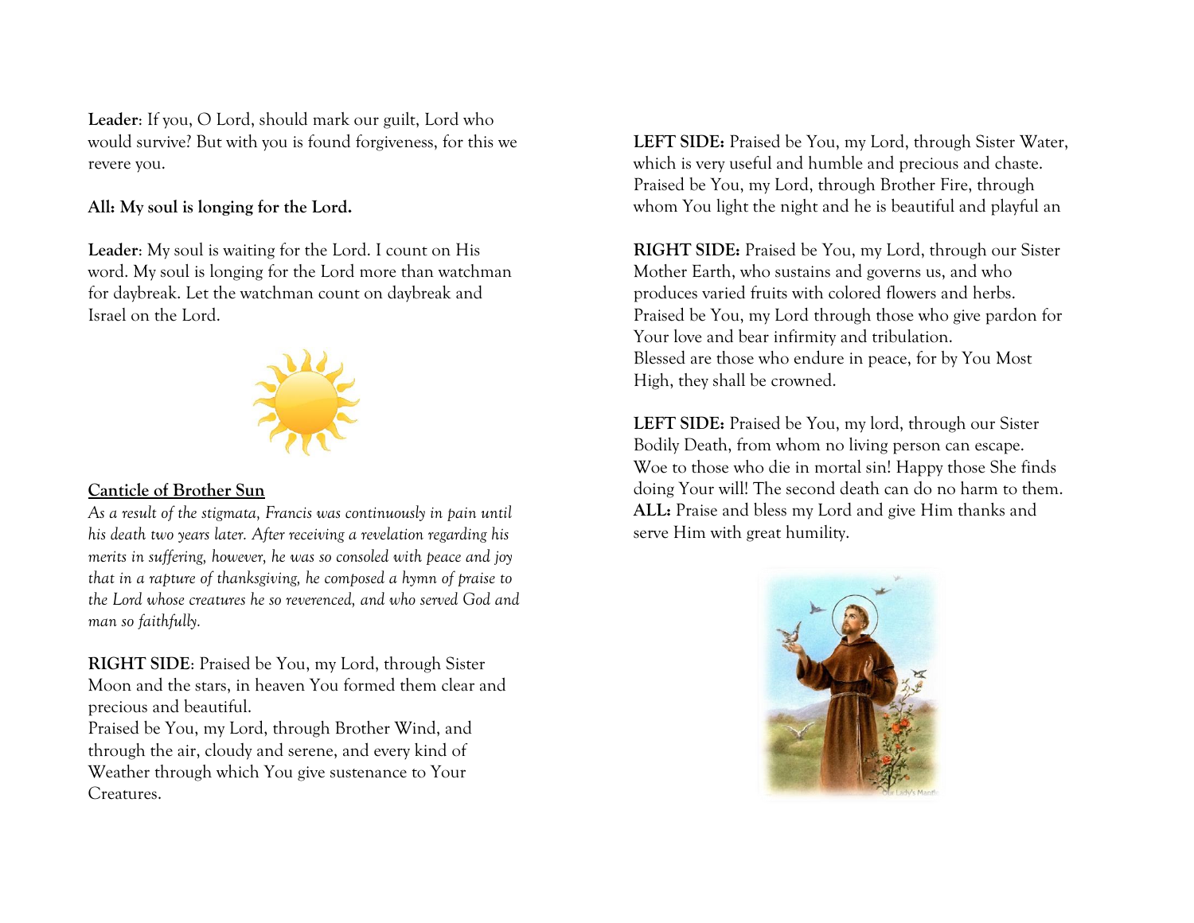**Leader**: If you, O Lord, should mark our guilt, Lord who would survive? But with you is found forgiveness, for this we revere you.

**All: My soul is longing for the Lord.**

**Leader**: My soul is waiting for the Lord. I count on His word. My soul is longing for the Lord more than watchman for daybreak. Let the watchman count on daybreak and Israel on the Lord.

## Canticle of Brother Sun

*As a result of the stigmata, Francis was continuously in pain until his death two years later. After receiving a revelation regarding his merits in suffering, however, he was so consoled with peace and joy that in a rapture of thanksgiving, he composed a hymn of praise to the Lord whose creatures he so reverenced, and who served God and man so faithfully.*

**RIGHT SIDE**: Praised be You, my Lord, through Sister Moon and the stars, in heaven You formed them clear and precious and beautiful.
Praised be You, my Lord, through Brother Wind, and through the air, cloudy and serene, and every kind of Weather through which You give sustenance to Your Creatures.

**LEFT SIDE:** Praised be You, my Lord, through Sister Water, which is very useful and humble and precious and chaste. Praised be You, my Lord, through Brother Fire, through whom You light the night and he is beautiful and playful an

**RIGHT SIDE:** Praised be You, my Lord, through our Sister Mother Earth, who sustains and governs us, and who produces varied fruits with colored flowers and herbs. Praised be You, my Lord through those who give pardon for Your love and bear infirmity and tribulation.
Blessed are those who endure in peace, for by You Most High, they shall be crowned.

**LEFT SIDE:** Praised be You, my lord, through our Sister Bodily Death, from whom no living person can escape. Woe to those who die in mortal sin! Happy those She finds doing Your will! The second death can do no harm to them.
**ALL:** Praise and bless my Lord and give Him thanks and serve Him with great humility.